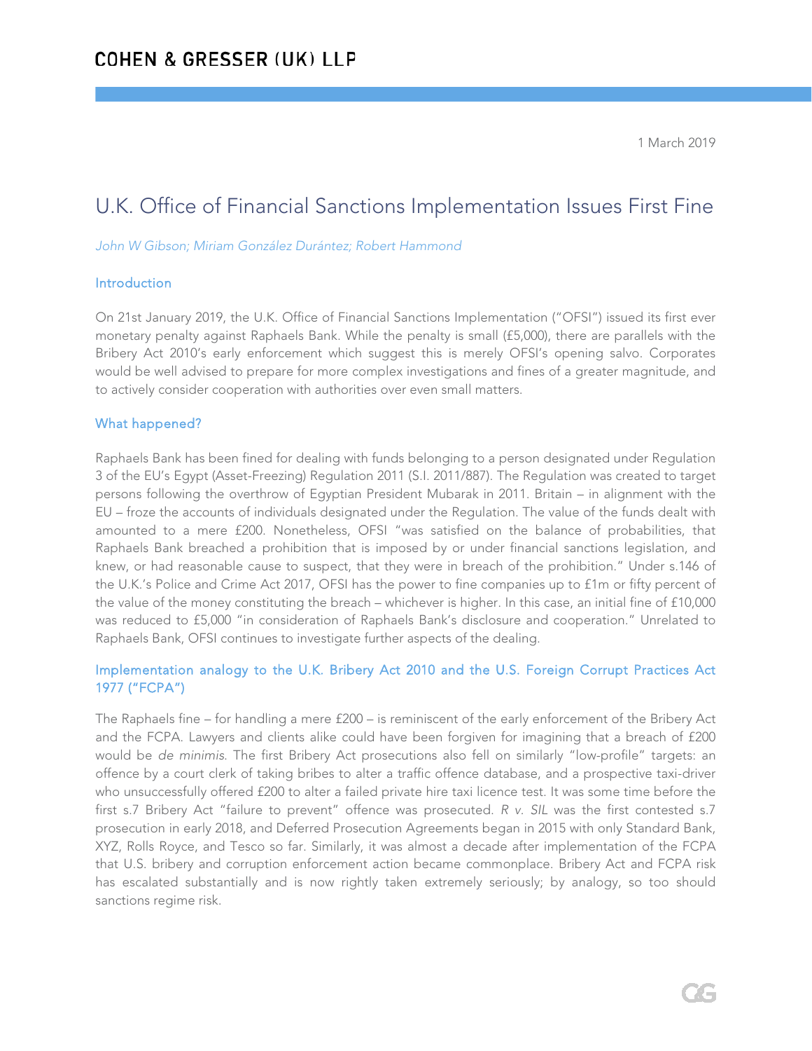COHEN & GRESSER (UK) LLP

1 March 2019

# U.K. Office of Financial Sanctions Implementation Issues First Fine

*John W Gibson; Miriam González Durántez; Robert Hammond*

## Introduction

On 21st January 2019, the U.K. Office of Financial Sanctions Implementation ("OFSI") issued its first ever monetary penalty against Raphaels Bank. While the penalty is small (£5,000), there are parallels with the Bribery Act 2010's early enforcement which suggest this is merely OFSI's opening salvo. Corporates would be well advised to prepare for more complex investigations and fines of a greater magnitude, and to actively consider cooperation with authorities over even small matters.

## What happened?

Raphaels Bank has been fined for dealing with funds belonging to a person designated under Regulation 3 of the EU's Egypt (Asset-Freezing) Regulation 2011 (S.I. 2011/887). The Regulation was created to target persons following the overthrow of Egyptian President Mubarak in 2011. Britain – in alignment with the EU – froze the accounts of individuals designated under the Regulation. The value of the funds dealt with amounted to a mere £200. Nonetheless, OFSI "was satisfied on the balance of probabilities, that Raphaels Bank breached a prohibition that is imposed by or under financial sanctions legislation, and knew, or had reasonable cause to suspect, that they were in breach of the prohibition." Under s.146 of the U.K.'s Police and Crime Act 2017, OFSI has the power to fine companies up to £1m or fifty percent of the value of the money constituting the breach – whichever is higher. In this case, an initial fine of £10,000 was reduced to £5,000 "in consideration of Raphaels Bank's disclosure and cooperation." Unrelated to Raphaels Bank, OFSI continues to investigate further aspects of the dealing.

## Implementation analogy to the U.K. Bribery Act 2010 and the U.S. Foreign Corrupt Practices Act 1977 ("FCPA")

The Raphaels fine – for handling a mere £200 – is reminiscent of the early enforcement of the Bribery Act and the FCPA. Lawyers and clients alike could have been forgiven for imagining that a breach of £200 would be *de minimis*. The first Bribery Act prosecutions also fell on similarly "low-profile" targets: an offence by a court clerk of taking bribes to alter a traffic offence database, and a prospective taxi-driver who unsuccessfully offered £200 to alter a failed private hire taxi licence test. It was some time before the first s.7 Bribery Act "failure to prevent" offence was prosecuted. *R v. SIL* was the first contested s.7 prosecution in early 2018, and Deferred Prosecution Agreements began in 2015 with only Standard Bank, XYZ, Rolls Royce, and Tesco so far. Similarly, it was almost a decade after implementation of the FCPA that U.S. bribery and corruption enforcement action became commonplace. Bribery Act and FCPA risk has escalated substantially and is now rightly taken extremely seriously; by analogy, so too should sanctions regime risk.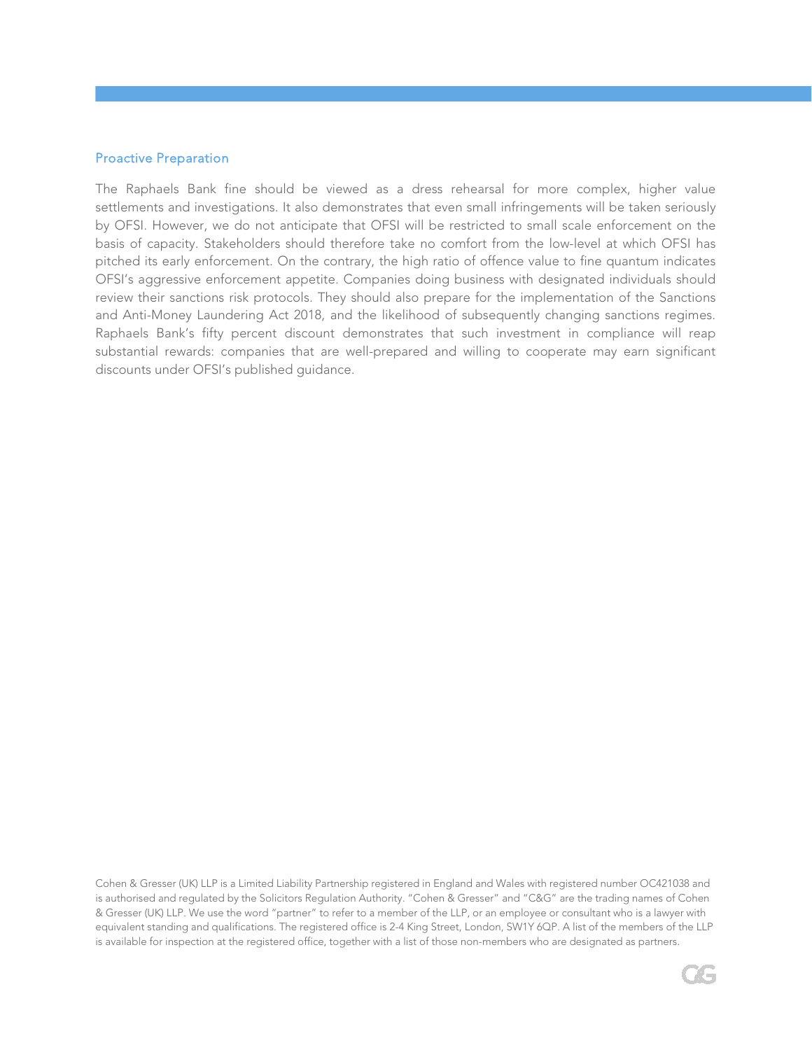## Proactive Preparation

The Raphaels Bank fine should be viewed as a dress rehearsal for more complex, higher value settlements and investigations. It also demonstrates that even small infringements will be taken seriously by OFSI. However, we do not anticipate that OFSI will be restricted to small scale enforcement on the basis of capacity. Stakeholders should therefore take no comfort from the low-level at which OFSI has pitched its early enforcement. On the contrary, the high ratio of offence value to fine quantum indicates OFSI's aggressive enforcement appetite. Companies doing business with designated individuals should review their sanctions risk protocols. They should also prepare for the implementation of the Sanctions and Anti-Money Laundering Act 2018, and the likelihood of subsequently changing sanctions regimes. Raphaels Bank's fifty percent discount demonstrates that such investment in compliance will reap substantial rewards: companies that are well-prepared and willing to cooperate may earn significant discounts under OFSI's published guidance.

Cohen & Gresser (UK) LLP is a Limited Liability Partnership registered in England and Wales with registered number OC421038 and is authorised and regulated by the Solicitors Regulation Authority. "Cohen & Gresser" and "C&G" are the trading names of Cohen & Gresser (UK) LLP. We use the word "partner" to refer to a member of the LLP, or an employee or consultant who is a lawyer with equivalent standing and qualifications. The registered office is 2-4 King Street, London, SW1Y 6QP. A list of the members of the LLP is available for inspection at the registered office, together with a list of those non-members who are designated as partners.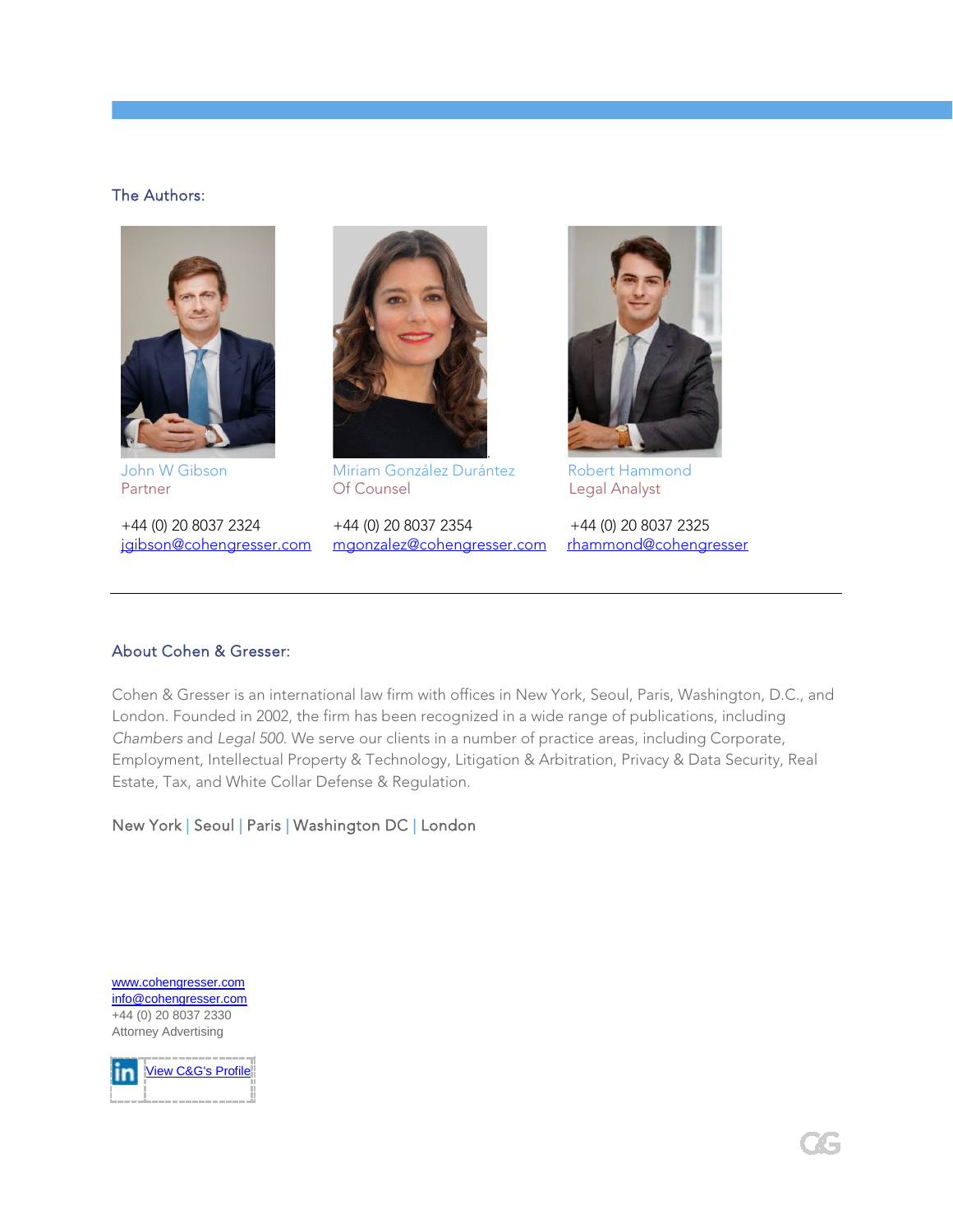## The Authors:

| | | |
|---|---|---|
| John W Gibson | Miriam González Durántez | Robert Hammond |
| Partner | Of Counsel | Legal Analyst |
| +44 (0) 20 8037 2324 | +44 (0) 20 8037 2354 | +44 (0) 20 8037 2325 |
| jgibson@cohengresser.com | mgonzalez@cohengresser.com | rhammond@cohengresser |

---

## About Cohen & Gresser:

Cohen & Gresser is an international law firm with offices in New York, Seoul, Paris, Washington, D.C., and London. Founded in 2002, the firm has been recognized in a wide range of publications, including *Chambers* and *Legal 500*. We serve our clients in a number of practice areas, including Corporate, Employment, Intellectual Property & Technology, Litigation & Arbitration, Privacy & Data Security, Real Estate, Tax, and White Collar Defense & Regulation.

New York | Seoul | Paris | Washington DC | London

www.cohengresser.com
info@cohengresser.com
+44 (0) 20 8037 2330
Attorney Advertising

View C&G's Profile